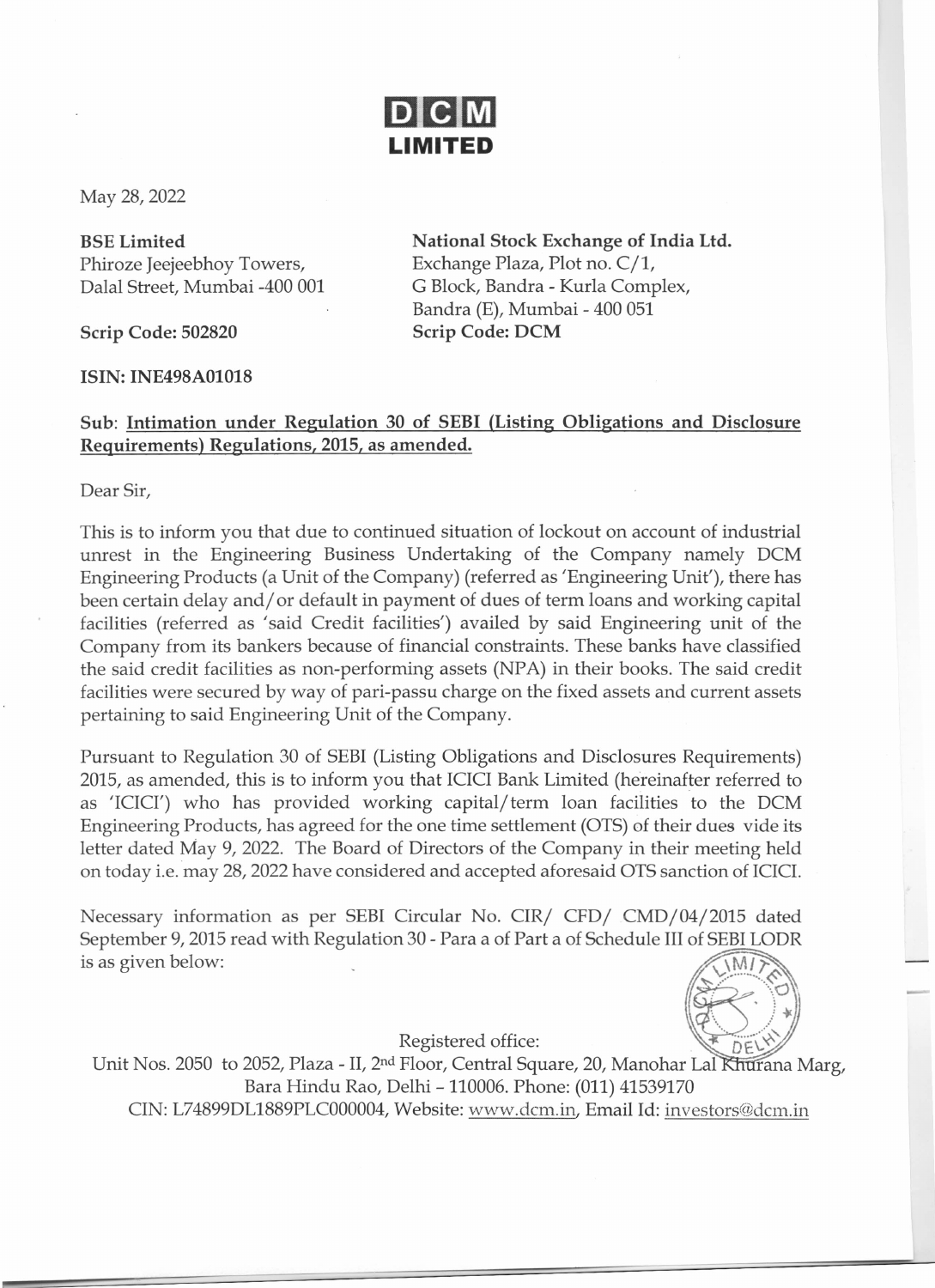# DCM LIMITED

May 28, 2022

**BSE Limited**
Phiroze Jeejeebhoy Towers,
Dalal Street, Mumbai -400 001

**Scrip Code: 502820**

**National Stock Exchange of India Ltd.**
Exchange Plaza, Plot no. C/1,
G Block, Bandra - Kurla Complex,
Bandra (E), Mumbai - 400 051
**Scrip Code: DCM**

**ISIN: INE498A01018**

**Sub**: **Intimation under Regulation 30 of SEBI (Listing Obligations and Disclosure Requirements) Regulations, 2015, as amended.**

Dear Sir,

This is to inform you that due to continued situation of lockout on account of industrial unrest in the Engineering Business Undertaking of the Company namely DCM Engineering Products (a Unit of the Company) (referred as 'Engineering Unit'), there has been certain delay and/or default in payment of dues of term loans and working capital facilities (referred as 'said Credit facilities') availed by said Engineering unit of the Company from its bankers because of financial constraints. These banks have classified the said credit facilities as non-performing assets (NPA) in their books. The said credit facilities were secured by way of pari-passu charge on the fixed assets and current assets pertaining to said Engineering Unit of the Company.

Pursuant to Regulation 30 of SEBI (Listing Obligations and Disclosures Requirements) 2015, as amended, this is to inform you that ICICI Bank Limited (hereinafter referred to as 'ICICI') who has provided working capital/term loan facilities to the DCM Engineering Products, has agreed for the one time settlement (OTS) of their dues vide its letter dated May 9, 2022. The Board of Directors of the Company in their meeting held on today i.e. may 28, 2022 have considered and accepted aforesaid OTS sanction of ICICI.

Necessary information as per SEBI Circular No. CIR/ CFD/ CMD/04/2015 dated September 9, 2015 read with Regulation 30 - Para a of Part a of Schedule III of SEBI LODR is as given below:

Registered office:
Unit Nos. 2050 to 2052, Plaza - II, 2nd Floor, Central Square, 20, Manohar Lal Khurana Marg, Bara Hindu Rao, Delhi – 110006. Phone: (011) 41539170
CIN: L74899DL1889PLC000004, Website: www.dcm.in, Email Id: investors@dcm.in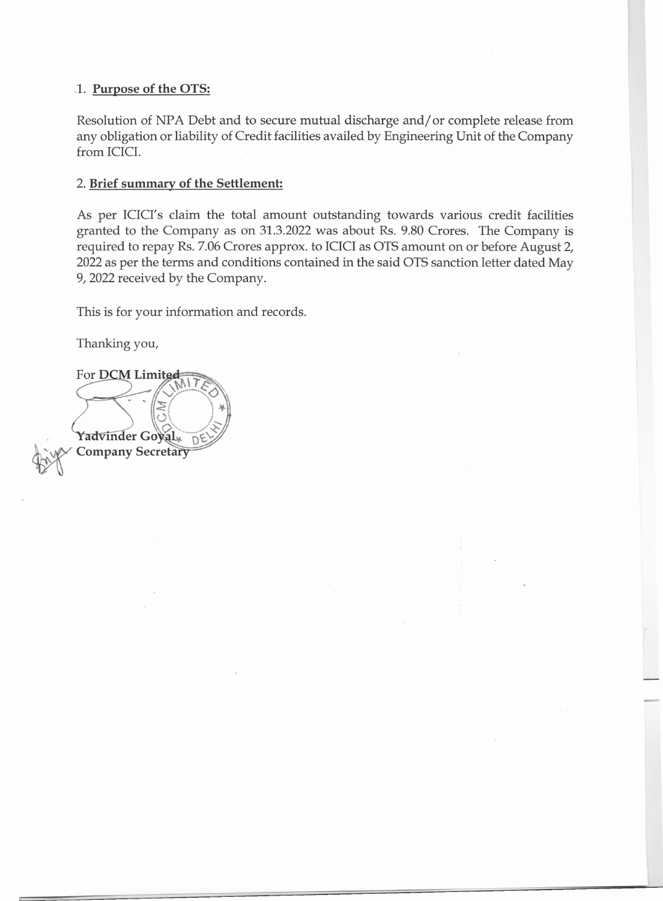1. **Purpose of the OTS:**

Resolution of NPA Debt and to secure mutual discharge and/or complete release from any obligation or liability of Credit facilities availed by Engineering Unit of the Company from ICICI.

2. **Brief summary of the Settlement:**

As per ICICI's claim the total amount outstanding towards various credit facilities granted to the Company as on 31.3.2022 was about Rs. 9.80 Crores. The Company is required to repay Rs. 7.06 Crores approx. to ICICI as OTS amount on or before August 2, 2022 as per the terms and conditions contained in the said OTS sanction letter dated May 9, 2022 received by the Company.

This is for your information and records.

Thanking you,

For **DCM Limited**

**Yadvinder Goyal**
**Company Secretary**